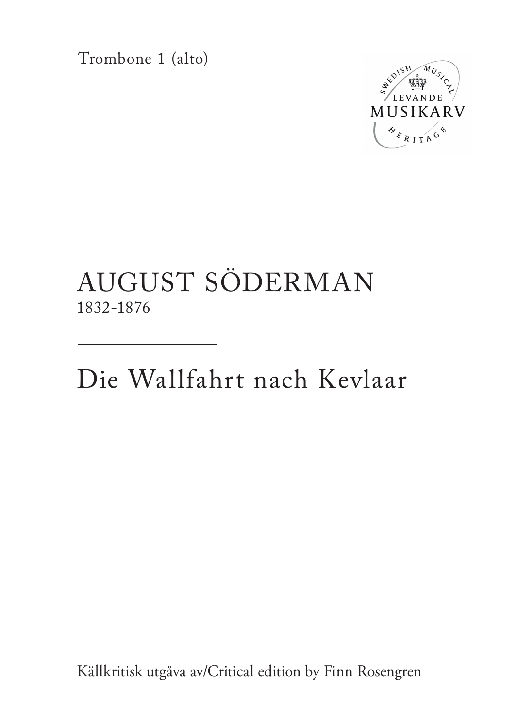Trombone 1 (alto)

# AUGUST SÖDERMAN

1832-1876

---

## Die Wallfahrt nach Kevlaar

Källkritisk utgåva av/Critical edition by Finn Rosengren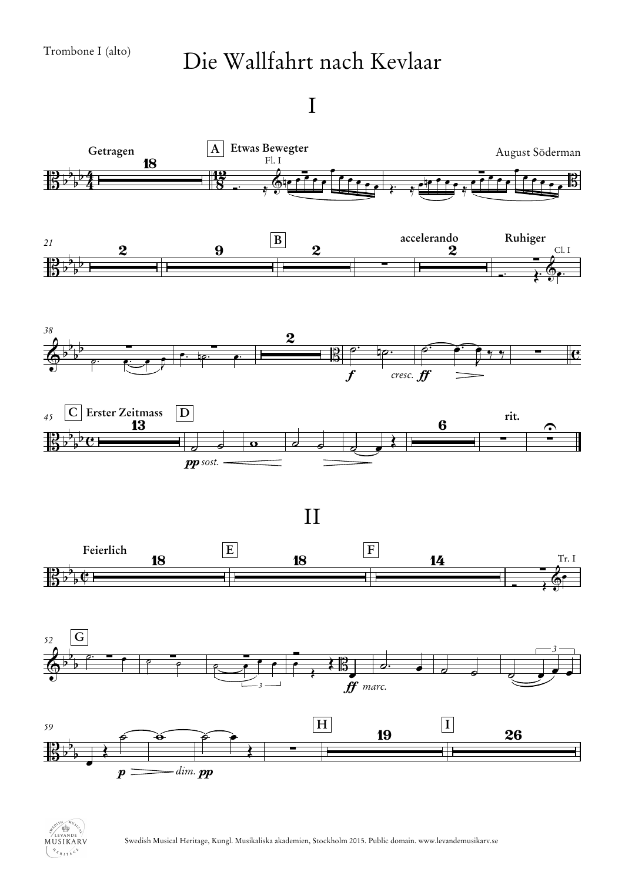Trombone I (alto)

# Die Wallfahrt nach Kevlaar

## I

August Söderman

## II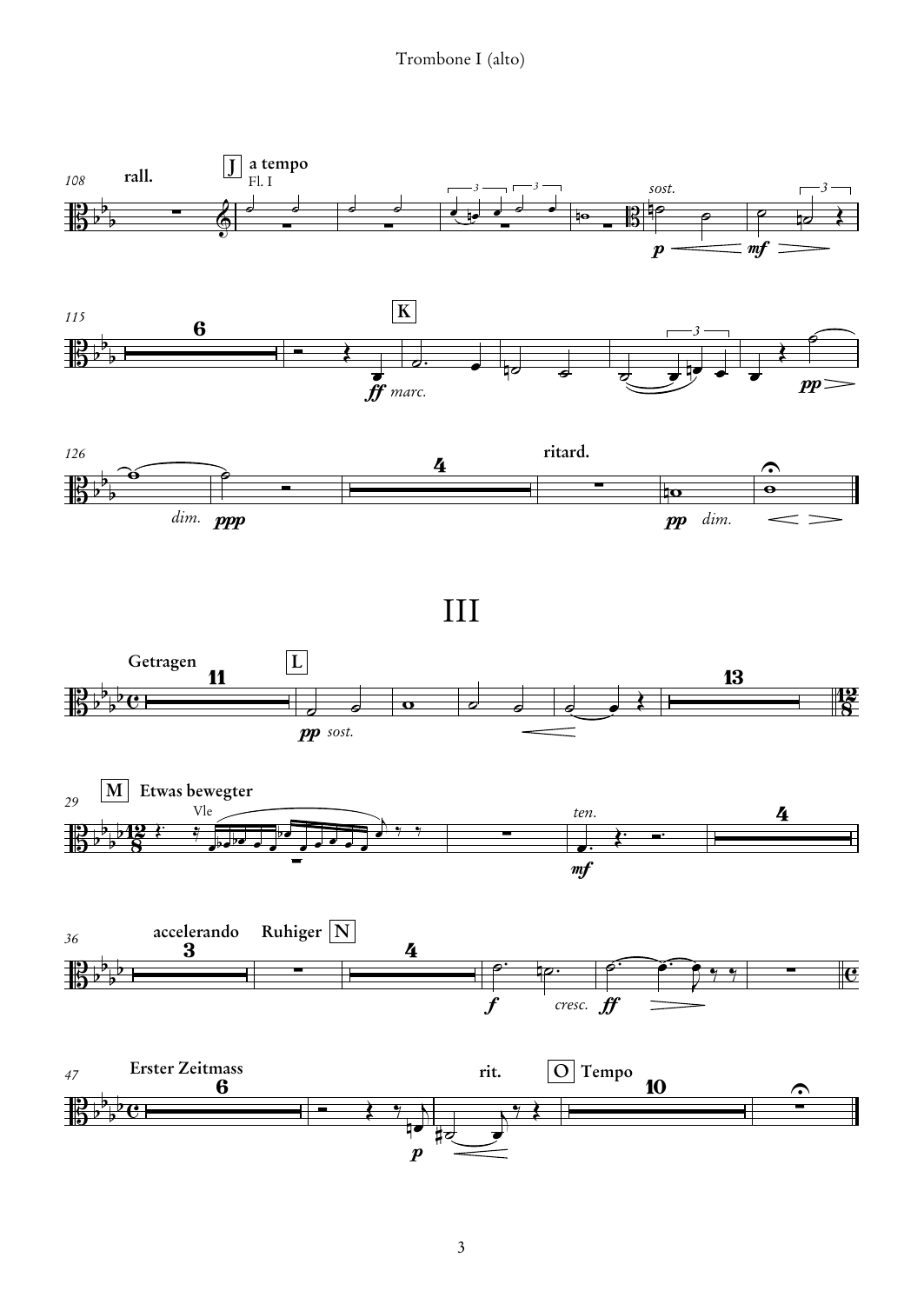# III